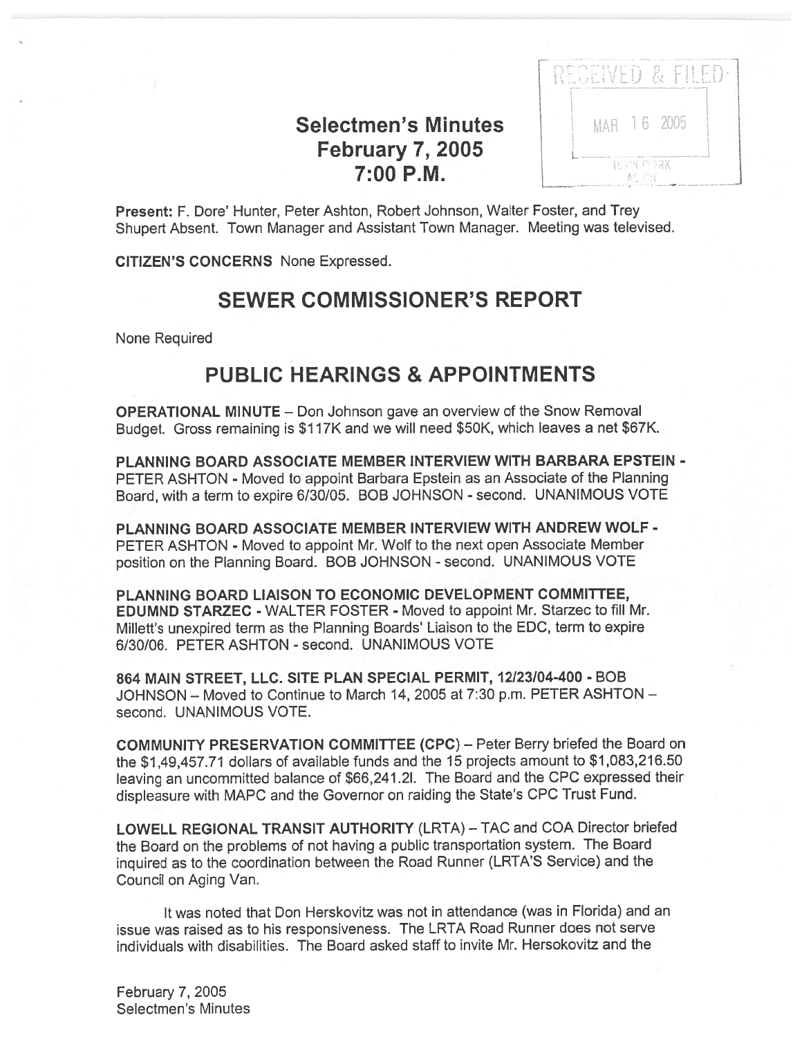# Selectmen's Minutes
## February 7, 2005
## 7:00 P.M.

RECEIVED & FILED
MAR 16 2005
TOWN CLERK
ACTON

**Present:** F. Dore' Hunter, Peter Ashton, Robert Johnson, Walter Foster, and Trey Shupert Absent. Town Manager and Assistant Town Manager. Meeting was televised.

**CITIZEN'S CONCERNS** None Expressed.

## SEWER COMMISSIONER'S REPORT

None Required

## PUBLIC HEARINGS & APPOINTMENTS

**OPERATIONAL MINUTE** – Don Johnson gave an overview of the Snow Removal Budget. Gross remaining is $117K and we will need $50K, which leaves a net $67K.

**PLANNING BOARD ASSOCIATE MEMBER INTERVIEW WITH BARBARA EPSTEIN** - PETER ASHTON - Moved to appoint Barbara Epstein as an Associate of the Planning Board, with a term to expire 6/30/05. BOB JOHNSON - second. UNANIMOUS VOTE

**PLANNING BOARD ASSOCIATE MEMBER INTERVIEW WITH ANDREW WOLF** - PETER ASHTON - Moved to appoint Mr. Wolf to the next open Associate Member position on the Planning Board. BOB JOHNSON - second. UNANIMOUS VOTE

**PLANNING BOARD LIAISON TO ECONOMIC DEVELOPMENT COMMITTEE, EDUMND STARZEC** - WALTER FOSTER - Moved to appoint Mr. Starzec to fill Mr. Millett's unexpired term as the Planning Boards' Liaison to the EDC, term to expire 6/30/06. PETER ASHTON - second. UNANIMOUS VOTE

**864 MAIN STREET, LLC. SITE PLAN SPECIAL PERMIT, 12/23/04-400** - BOB JOHNSON – Moved to Continue to March 14, 2005 at 7:30 p.m. PETER ASHTON – second. UNANIMOUS VOTE.

**COMMUNITY PRESERVATION COMMITTEE (CPC)** – Peter Berry briefed the Board on the $1,49,457.71 dollars of available funds and the 15 projects amount to $1,083,216.50 leaving an uncommitted balance of $66,241.2l. The Board and the CPC expressed their displeasure with MAPC and the Governor on raiding the State's CPC Trust Fund.

**LOWELL REGIONAL TRANSIT AUTHORITY** (LRTA) – TAC and COA Director briefed the Board on the problems of not having a public transportation system. The Board inquired as to the coordination between the Road Runner (LRTA'S Service) and the Council on Aging Van.

It was noted that Don Herskovitz was not in attendance (was in Florida) and an issue was raised as to his responsiveness. The LRTA Road Runner does not serve individuals with disabilities. The Board asked staff to invite Mr. Hersokovitz and the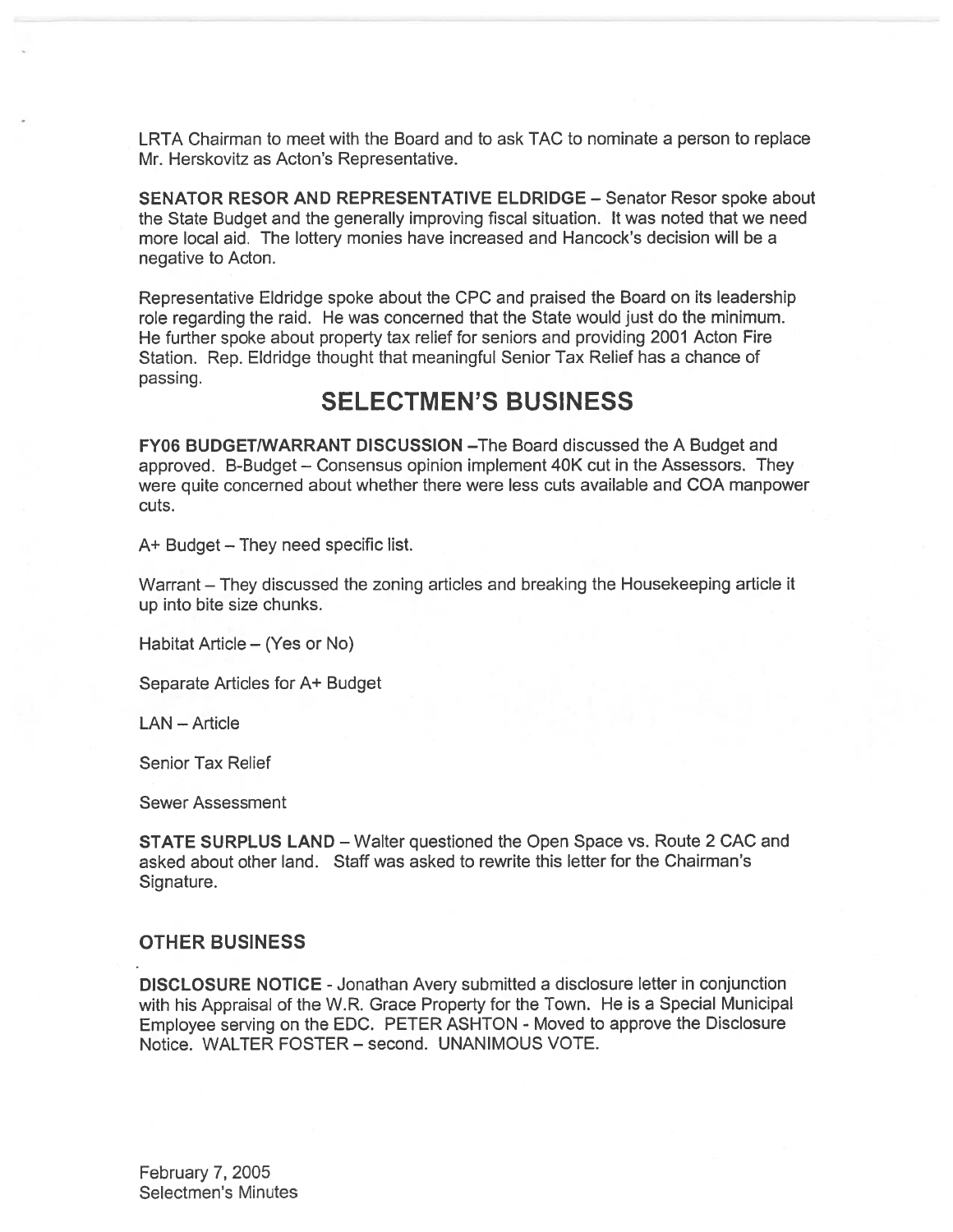LRTA Chairman to meet with the Board and to ask TAC to nominate a person to replace Mr. Herskovitz as Acton's Representative.

**SENATOR RESOR AND REPRESENTATIVE ELDRIDGE** – Senator Resor spoke about the State Budget and the generally improving fiscal situation. It was noted that we need more local aid. The lottery monies have increased and Hancock's decision will be a negative to Acton.

Representative Eldridge spoke about the CPC and praised the Board on its leadership role regarding the raid. He was concerned that the State would just do the minimum. He further spoke about property tax relief for seniors and providing 2001 Acton Fire Station. Rep. Eldridge thought that meaningful Senior Tax Relief has a chance of passing.

# SELECTMEN'S BUSINESS

**FY06 BUDGET/WARRANT DISCUSSION** –The Board discussed the A Budget and approved. B-Budget – Consensus opinion implement 40K cut in the Assessors. They were quite concerned about whether there were less cuts available and COA manpower cuts.

A+ Budget – They need specific list.

Warrant – They discussed the zoning articles and breaking the Housekeeping article it up into bite size chunks.

Habitat Article – (Yes or No)

Separate Articles for A+ Budget

LAN – Article

Senior Tax Relief

Sewer Assessment

**STATE SURPLUS LAND** – Walter questioned the Open Space vs. Route 2 CAC and asked about other land. Staff was asked to rewrite this letter for the Chairman's Signature.

## OTHER BUSINESS

**DISCLOSURE NOTICE** - Jonathan Avery submitted a disclosure letter in conjunction with his Appraisal of the W.R. Grace Property for the Town. He is a Special Municipal Employee serving on the EDC. PETER ASHTON - Moved to approve the Disclosure Notice. WALTER FOSTER – second. UNANIMOUS VOTE.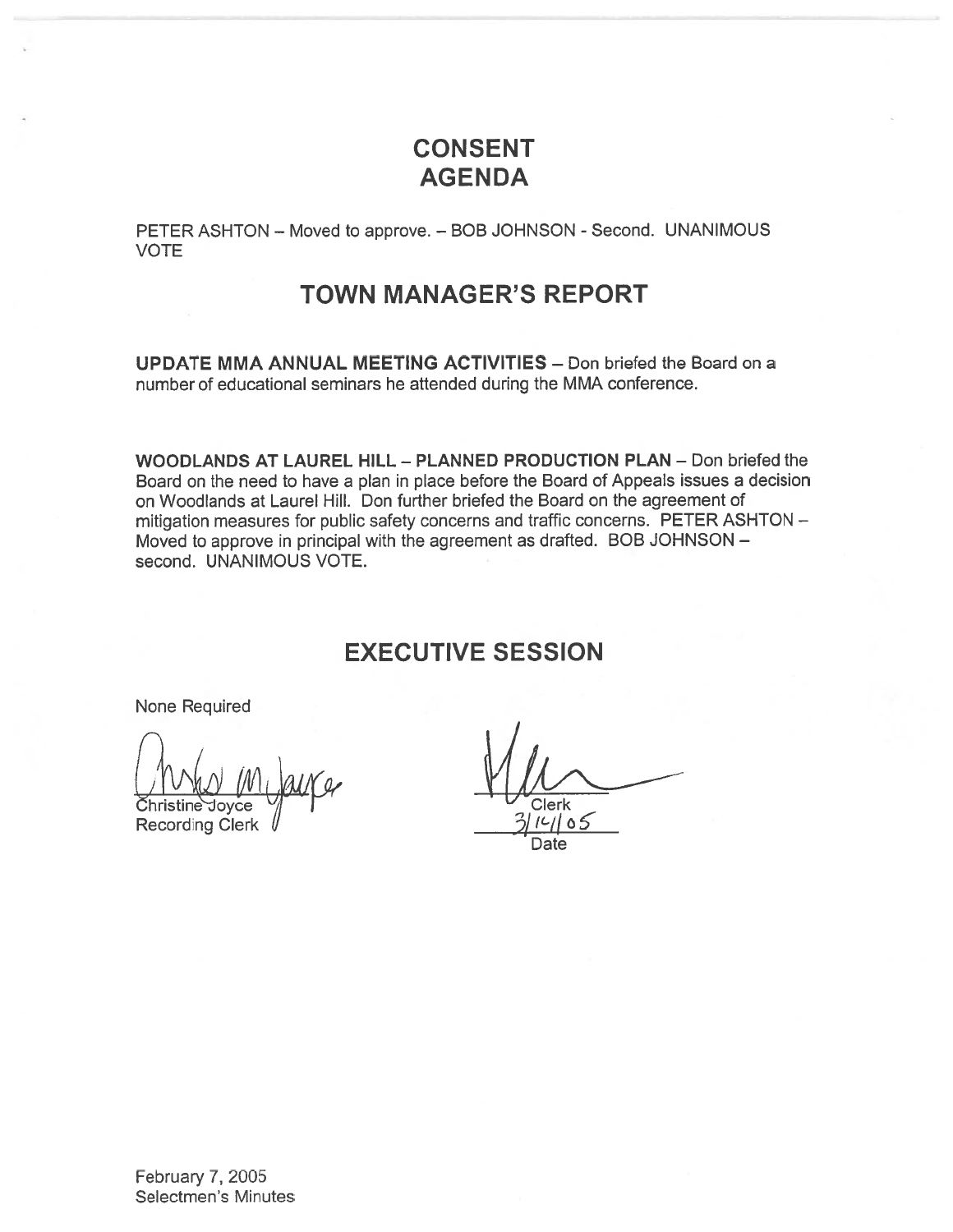# CONSENT AGENDA

PETER ASHTON – Moved to approve. – BOB JOHNSON - Second. UNANIMOUS VOTE

# TOWN MANAGER'S REPORT

**UPDATE MMA ANNUAL MEETING ACTIVITIES** – Don briefed the Board on a number of educational seminars he attended during the MMA conference.

**WOODLANDS AT LAUREL HILL – PLANNED PRODUCTION PLAN** – Don briefed the Board on the need to have a plan in place before the Board of Appeals issues a decision on Woodlands at Laurel Hill. Don further briefed the Board on the agreement of mitigation measures for public safety concerns and traffic concerns. PETER ASHTON – Moved to approve in principal with the agreement as drafted. BOB JOHNSON – second. UNANIMOUS VOTE.

# EXECUTIVE SESSION

None Required

Christine Joyce
Recording Clerk

Clerk
3/14/05
Date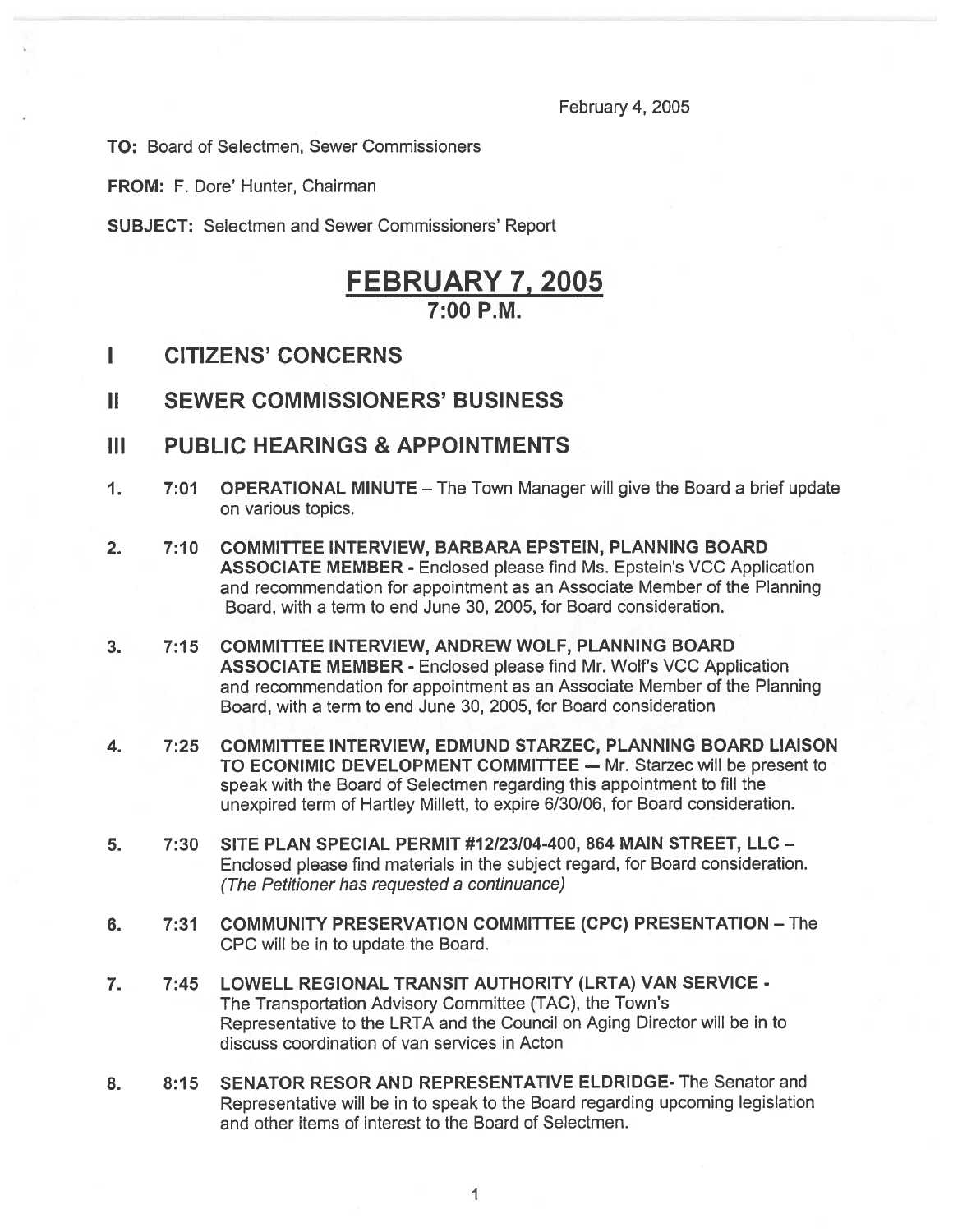February 4, 2005

**TO:** Board of Selectmen, Sewer Commissioners

**FROM:** F. Dore' Hunter, Chairman

**SUBJECT:** Selectmen and Sewer Commissioners' Report

# FEBRUARY 7, 2005
## 7:00 P.M.

## I CITIZENS' CONCERNS

## II SEWER COMMISSIONERS' BUSINESS

## III PUBLIC HEARINGS & APPOINTMENTS

1. **7:01 OPERATIONAL MINUTE** – The Town Manager will give the Board a brief update on various topics.

2. **7:10 COMMITTEE INTERVIEW, BARBARA EPSTEIN, PLANNING BOARD ASSOCIATE MEMBER** - Enclosed please find Ms. Epstein's VCC Application and recommendation for appointment as an Associate Member of the Planning Board, with a term to end June 30, 2005, for Board consideration.

3. **7:15 COMMITTEE INTERVIEW, ANDREW WOLF, PLANNING BOARD ASSOCIATE MEMBER** - Enclosed please find Mr. Wolf's VCC Application and recommendation for appointment as an Associate Member of the Planning Board, with a term to end June 30, 2005, for Board consideration

4. **7:25 COMMITTEE INTERVIEW, EDMUND STARZEC, PLANNING BOARD LIAISON TO ECINIMIC DEVELOPMENT COMMITTEE** — Mr. Starzec will be present to speak with the Board of Selectmen regarding this appointment to fill the unexpired term of Hartley Millett, to expire 6/30/06, for Board consideration.

5. **7:30 SITE PLAN SPECIAL PERMIT #12/23/04-400, 864 MAIN STREET, LLC** – Enclosed please find materials in the subject regard, for Board consideration. *(The Petitioner has requested a continuance)*

6. **7:31 COMMUNITY PRESERVATION COMMITTEE (CPC) PRESENTATION** – The CPC will be in to update the Board.

7. **7:45 LOWELL REGIONAL TRANSIT AUTHORITY (LRTA) VAN SERVICE** - The Transportation Advisory Committee (TAC), the Town's Representative to the LRTA and the Council on Aging Director will be in to discuss coordination of van services in Acton

8. **8:15 SENATOR RESOR AND REPRESENTATIVE ELDRIDGE**- The Senator and Representative will be in to speak to the Board regarding upcoming legislation and other items of interest to the Board of Selectmen.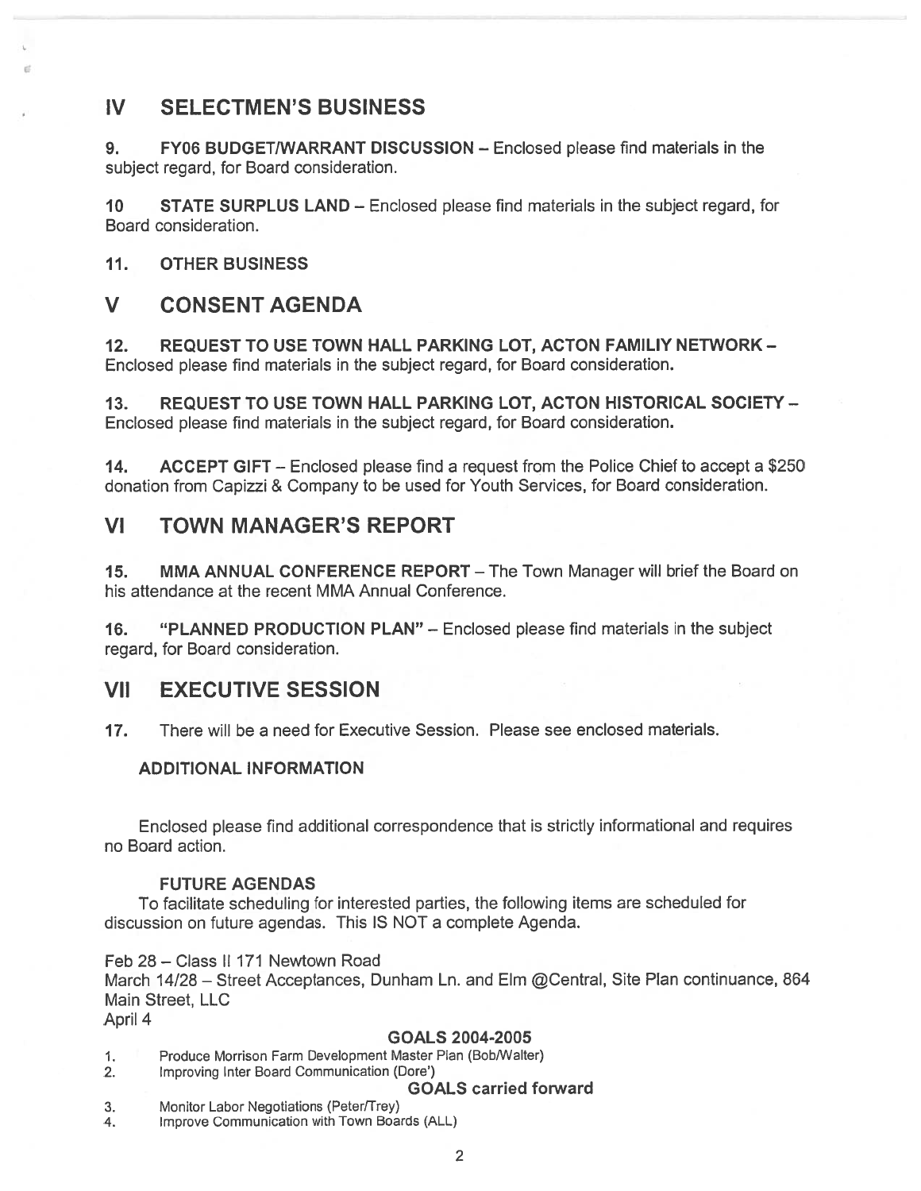## IV SELECTMEN'S BUSINESS

**9. FY06 BUDGET/WARRANT DISCUSSION** – Enclosed please find materials in the subject regard, for Board consideration.

**10 STATE SURPLUS LAND** – Enclosed please find materials in the subject regard, for Board consideration.

**11. OTHER BUSINESS**

## V CONSENT AGENDA

**12. REQUEST TO USE TOWN HALL PARKING LOT, ACTON FAMILIY NETWORK –** Enclosed please find materials in the subject regard, for Board consideration.

**13. REQUEST TO USE TOWN HALL PARKING LOT, ACTON HISTORICAL SOCIETY –** Enclosed please find materials in the subject regard, for Board consideration.

**14. ACCEPT GIFT** – Enclosed please find a request from the Police Chief to accept a $250 donation from Capizzi & Company to be used for Youth Services, for Board consideration.

## VI TOWN MANAGER'S REPORT

**15. MMA ANNUAL CONFERENCE REPORT** – The Town Manager will brief the Board on his attendance at the recent MMA Annual Conference.

**16. "PLANNED PRODUCTION PLAN"** – Enclosed please find materials in the subject regard, for Board consideration.

## VII EXECUTIVE SESSION

**17.** There will be a need for Executive Session. Please see enclosed materials.

### ADDITIONAL INFORMATION

Enclosed please find additional correspondence that is strictly informational and requires no Board action.

### FUTURE AGENDAS

To facilitate scheduling for interested parties, the following items are scheduled for discussion on future agendas. This IS NOT a complete Agenda.

Feb 28 – Class II 171 Newtown Road
March 14/28 – Street Acceptances, Dunham Ln. and Elm @Central, Site Plan continuance, 864 Main Street, LLC
April 4

### GOALS 2004-2005

1. Produce Morrison Farm Development Master Plan (Bob/Walter)
2. Improving Inter Board Communication (Dore')

### GOALS carried forward

3. Monitor Labor Negotiations (Peter/Trey)
4. Improve Communication with Town Boards (ALL)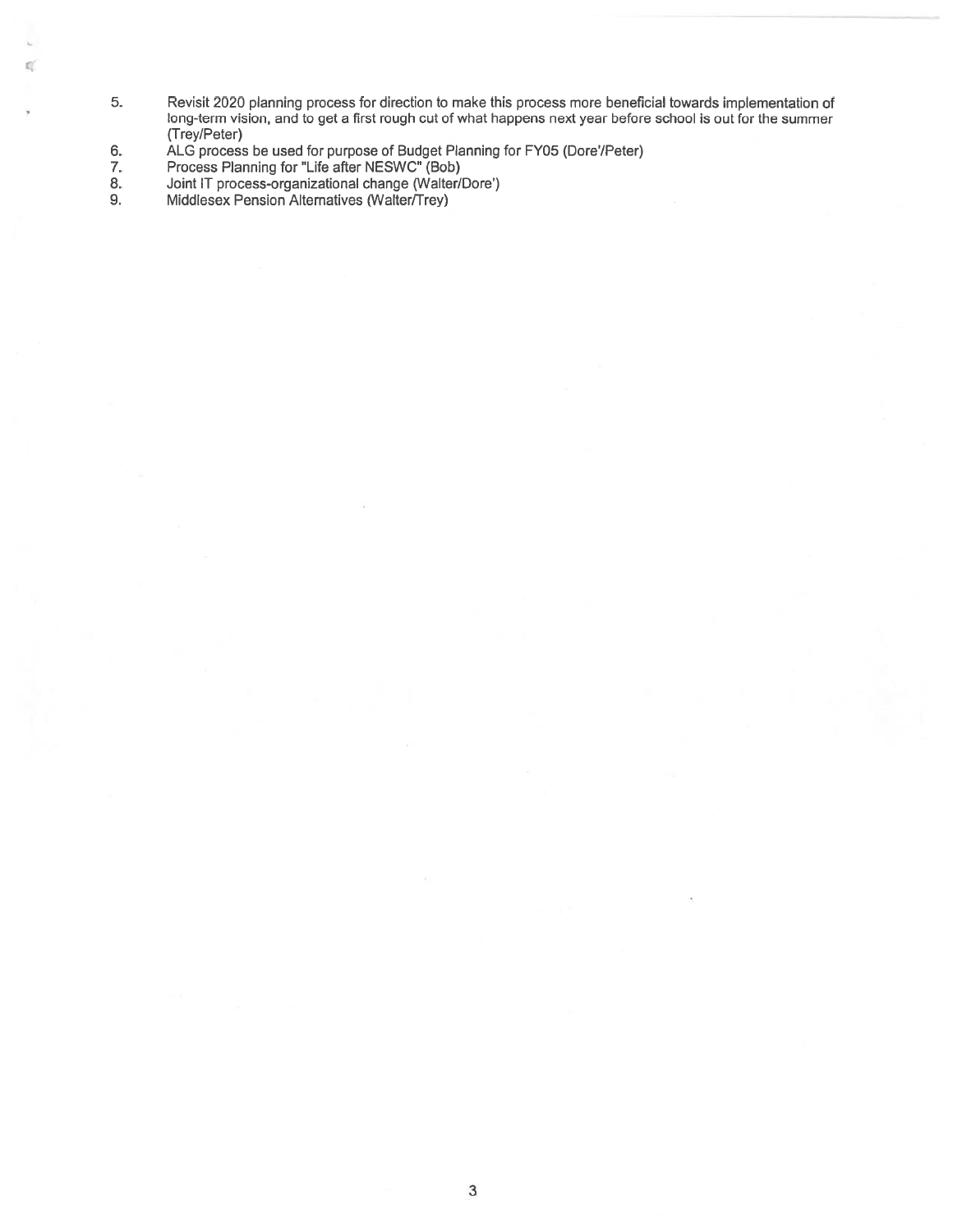5. Revisit 2020 planning process for direction to make this process more beneficial towards implementation of long-term vision, and to get a first rough cut of what happens next year before school is out for the summer (Trey/Peter)
6. ALG process be used for purpose of Budget Planning for FY05 (Dore'/Peter)
7. Process Planning for "Life after NESWC" (Bob)
8. Joint IT process-organizational change (Walter/Dore')
9. Middlesex Pension Alternatives (Walter/Trey)